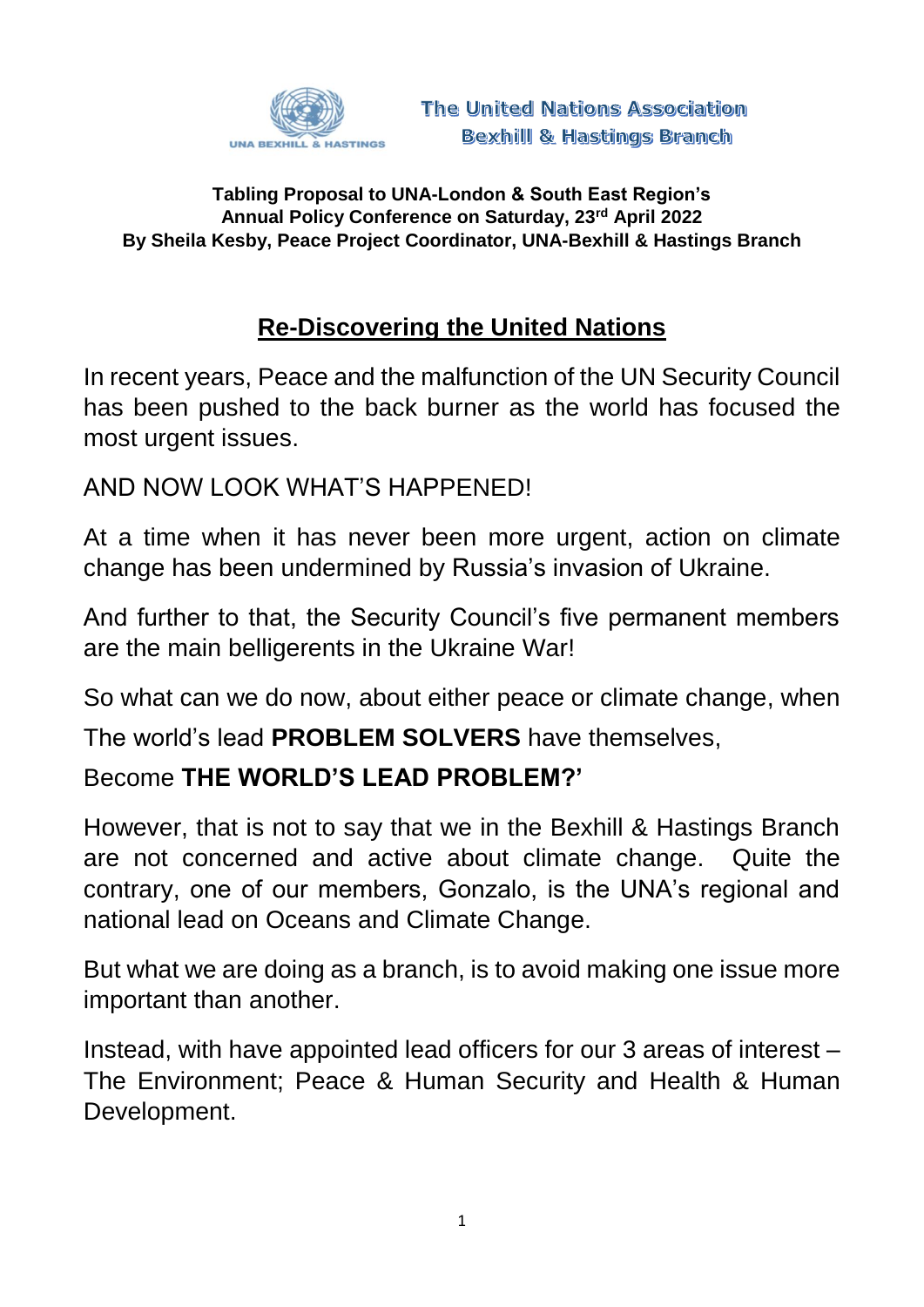UNA BEXHILL & HASTINGS

**The United Nations Association**
**Bexhill & Hastings Branch**

**Tabling Proposal to UNA-London & South East Region's Annual Policy Conference on Saturday, 23rd April 2022**
**By Sheila Kesby, Peace Project Coordinator, UNA-Bexhill & Hastings Branch**

# Re-Discovering the United Nations

In recent years, Peace and the malfunction of the UN Security Council has been pushed to the back burner as the world has focused the most urgent issues.

AND NOW LOOK WHAT'S HAPPENED!

At a time when it has never been more urgent, action on climate change has been undermined by Russia's invasion of Ukraine.

And further to that, the Security Council's five permanent members are the main belligerents in the Ukraine War!

So what can we do now, about either peace or climate change, when

The world's lead **PROBLEM SOLVERS** have themselves,

Become **THE WORLD'S LEAD PROBLEM?'**

However, that is not to say that we in the Bexhill & Hastings Branch are not concerned and active about climate change. Quite the contrary, one of our members, Gonzalo, is the UNA's regional and national lead on Oceans and Climate Change.

But what we are doing as a branch, is to avoid making one issue more important than another.

Instead, with have appointed lead officers for our 3 areas of interest – The Environment; Peace & Human Security and Health & Human Development.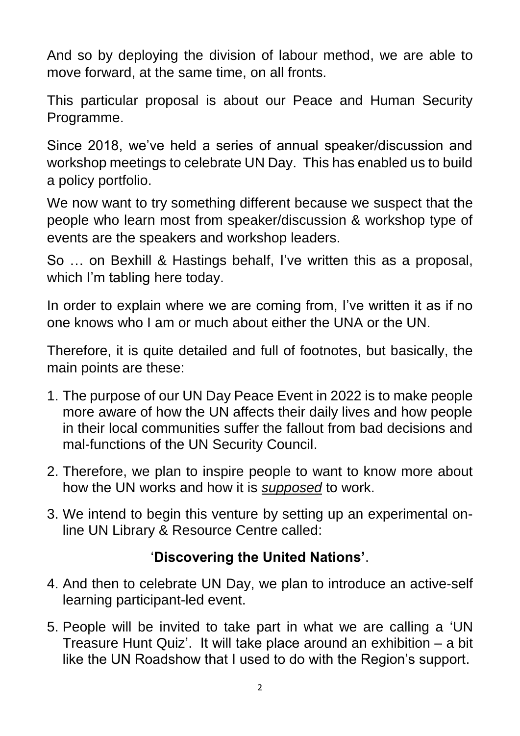And so by deploying the division of labour method, we are able to move forward, at the same time, on all fronts.

This particular proposal is about our Peace and Human Security Programme.

Since 2018, we've held a series of annual speaker/discussion and workshop meetings to celebrate UN Day. This has enabled us to build a policy portfolio.

We now want to try something different because we suspect that the people who learn most from speaker/discussion & workshop type of events are the speakers and workshop leaders.

So … on Bexhill & Hastings behalf, I've written this as a proposal, which I'm tabling here today.

In order to explain where we are coming from, I've written it as if no one knows who I am or much about either the UNA or the UN.

Therefore, it is quite detailed and full of footnotes, but basically, the main points are these:

1. The purpose of our UN Day Peace Event in 2022 is to make people more aware of how the UN affects their daily lives and how people in their local communities suffer the fallout from bad decisions and mal-functions of the UN Security Council.
2. Therefore, we plan to inspire people to want to know more about how the UN works and how it is ***supposed*** to work.
3. We intend to begin this venture by setting up an experimental on-line UN Library & Resource Centre called:

   '**Discovering the United Nations'**.

4. And then to celebrate UN Day, we plan to introduce an active-self learning participant-led event.
5. People will be invited to take part in what we are calling a 'UN Treasure Hunt Quiz'. It will take place around an exhibition – a bit like the UN Roadshow that I used to do with the Region's support.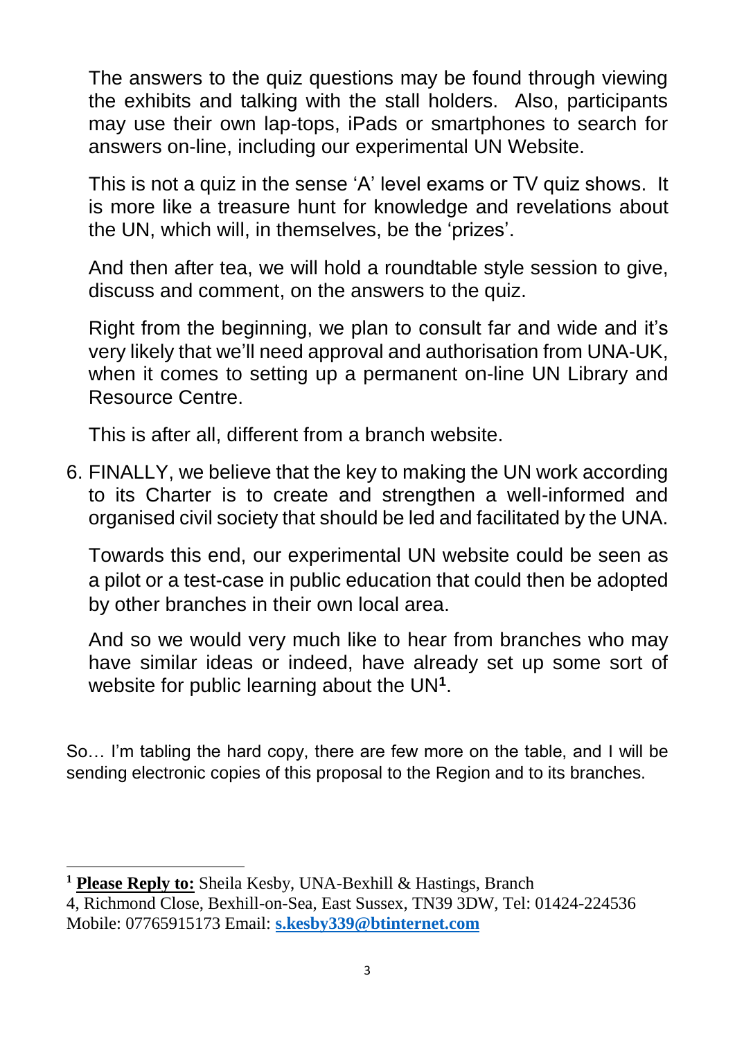The answers to the quiz questions may be found through viewing the exhibits and talking with the stall holders. Also, participants may use their own lap-tops, iPads or smartphones to search for answers on-line, including our experimental UN Website.

This is not a quiz in the sense 'A' level exams or TV quiz shows. It is more like a treasure hunt for knowledge and revelations about the UN, which will, in themselves, be the 'prizes'.

And then after tea, we will hold a roundtable style session to give, discuss and comment, on the answers to the quiz.

Right from the beginning, we plan to consult far and wide and it's very likely that we'll need approval and authorisation from UNA-UK, when it comes to setting up a permanent on-line UN Library and Resource Centre.

This is after all, different from a branch website.

6. FINALLY, we believe that the key to making the UN work according to its Charter is to create and strengthen a well-informed and organised civil society that should be led and facilitated by the UNA.

   Towards this end, our experimental UN website could be seen as a pilot or a test-case in public education that could then be adopted by other branches in their own local area.

   And so we would very much like to hear from branches who may have similar ideas or indeed, have already set up some sort of website for public learning about the UN[1].

So… I'm tabling the hard copy, there are few more on the table, and I will be sending electronic copies of this proposal to the Region and to its branches.

---

[1] **Please Reply to:** Sheila Kesby, UNA-Bexhill & Hastings, Branch
4, Richmond Close, Bexhill-on-Sea, East Sussex, TN39 3DW, Tel: 01424-224536
Mobile: 07765915173 Email: **s.kesby339@btinternet.com**